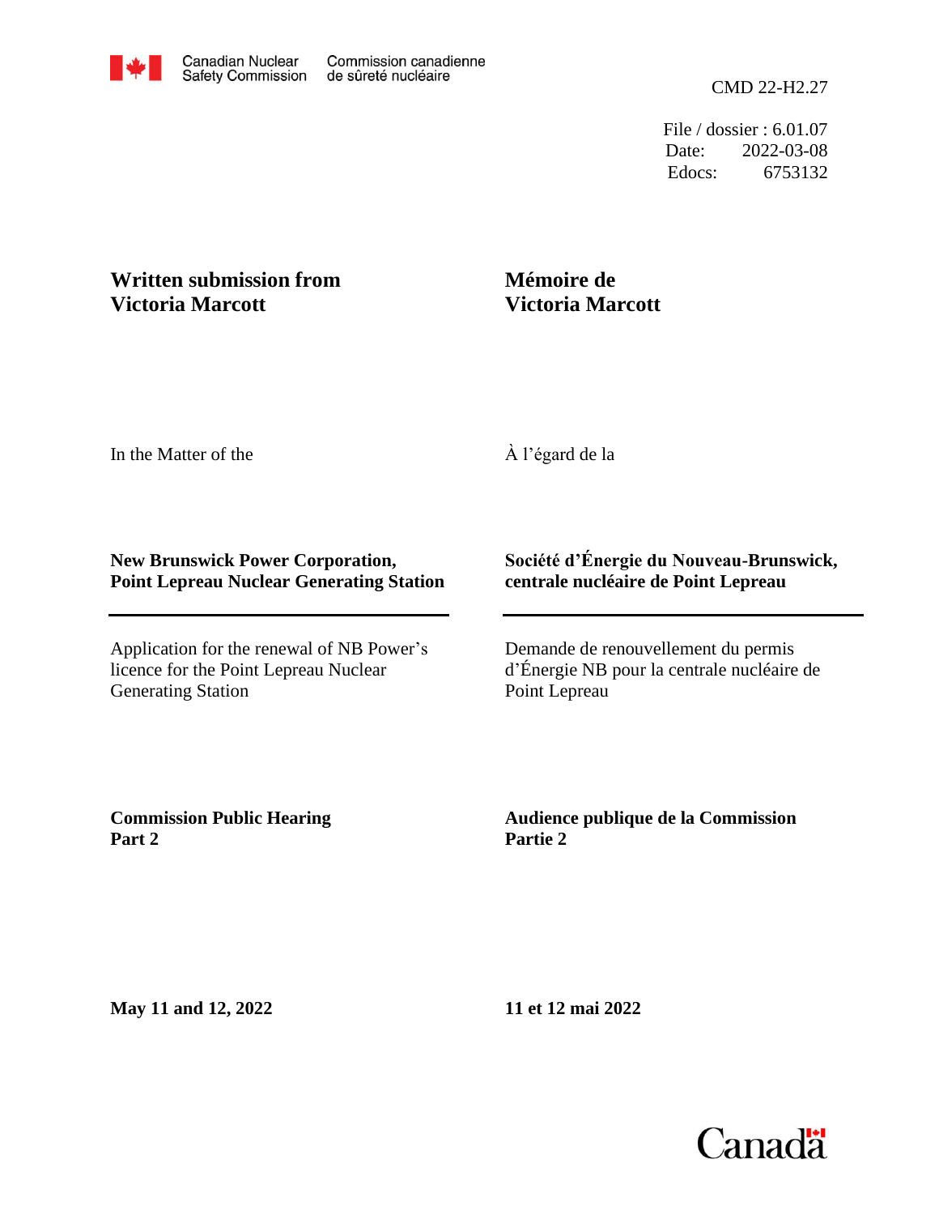Canadian Nuclear Safety Commission / Commission canadienne de sûreté nucléaire

CMD 22-H2.27

File / dossier : 6.01.07
Date: 2022-03-08
Edocs: 6753132

**Written submission from Victoria Marcott**

**Mémoire de Victoria Marcott**

In the Matter of the

À l'égard de la

**New Brunswick Power Corporation, Point Lepreau Nuclear Generating Station**

**Société d'Énergie du Nouveau-Brunswick, centrale nucléaire de Point Lepreau**

Application for the renewal of NB Power's licence for the Point Lepreau Nuclear Generating Station

Demande de renouvellement du permis d'Énergie NB pour la centrale nucléaire de Point Lepreau

**Commission Public Hearing Part 2**

**Audience publique de la Commission Partie 2**

**May 11 and 12, 2022**

**11 et 12 mai 2022**

Canada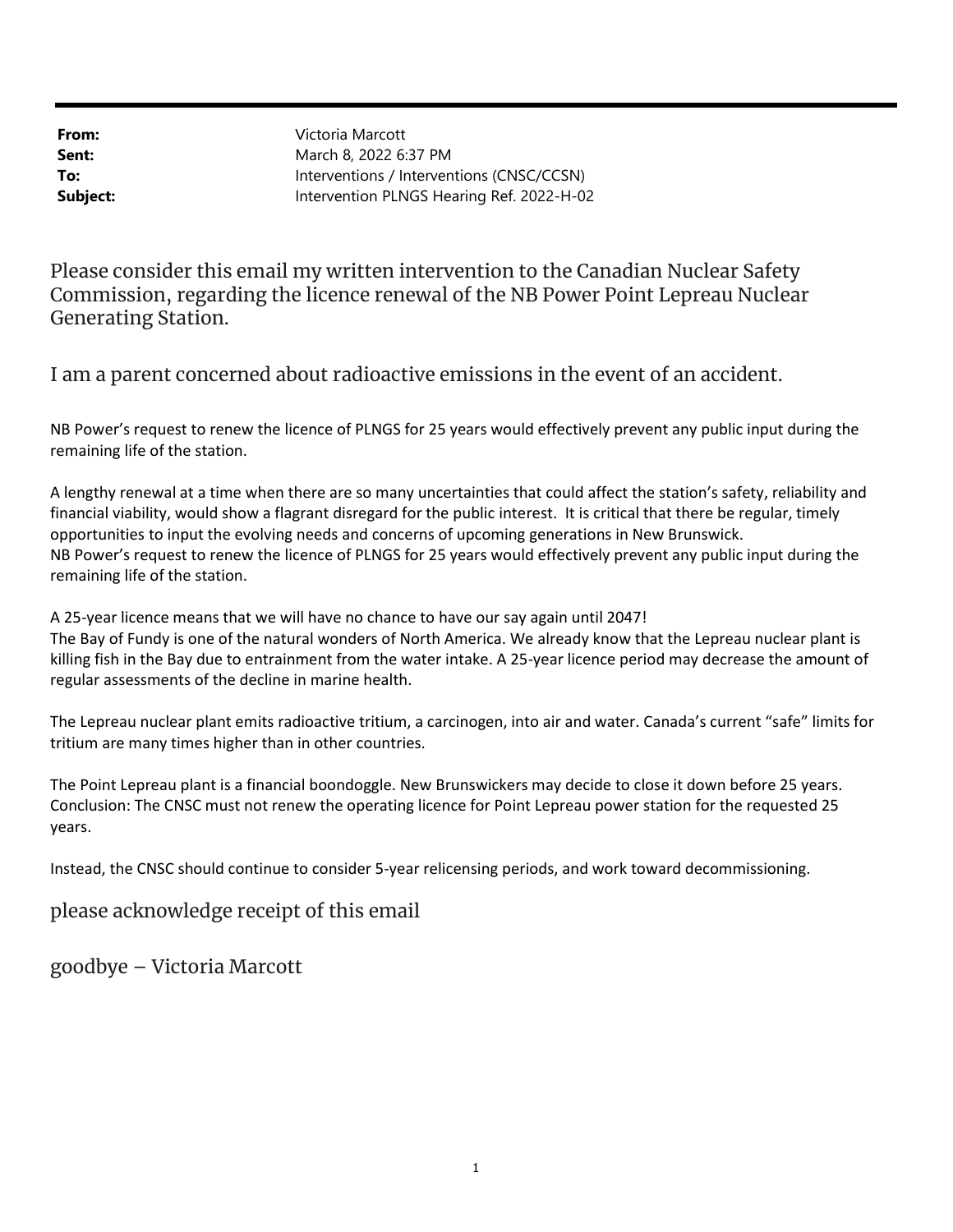**From:** Victoria Marcott
**Sent:** March 8, 2022 6:37 PM
**To:** Interventions / Interventions (CNSC/CCSN)
**Subject:** Intervention PLNGS Hearing Ref. 2022-H-02

Please consider this email my written intervention to the Canadian Nuclear Safety Commission, regarding the licence renewal of the NB Power Point Lepreau Nuclear Generating Station.

I am a parent concerned about radioactive emissions in the event of an accident.

NB Power's request to renew the licence of PLNGS for 25 years would effectively prevent any public input during the remaining life of the station.

A lengthy renewal at a time when there are so many uncertainties that could affect the station's safety, reliability and financial viability, would show a flagrant disregard for the public interest. It is critical that there be regular, timely opportunities to input the evolving needs and concerns of upcoming generations in New Brunswick.
NB Power's request to renew the licence of PLNGS for 25 years would effectively prevent any public input during the remaining life of the station.

A 25-year licence means that we will have no chance to have our say again until 2047!
The Bay of Fundy is one of the natural wonders of North America. We already know that the Lepreau nuclear plant is killing fish in the Bay due to entrainment from the water intake. A 25-year licence period may decrease the amount of regular assessments of the decline in marine health.

The Lepreau nuclear plant emits radioactive tritium, a carcinogen, into air and water. Canada's current "safe" limits for tritium are many times higher than in other countries.

The Point Lepreau plant is a financial boondoggle. New Brunswickers may decide to close it down before 25 years.
Conclusion: The CNSC must not renew the operating licence for Point Lepreau power station for the requested 25 years.

Instead, the CNSC should continue to consider 5-year relicensing periods, and work toward decommissioning.

please acknowledge receipt of this email

goodbye – Victoria Marcott